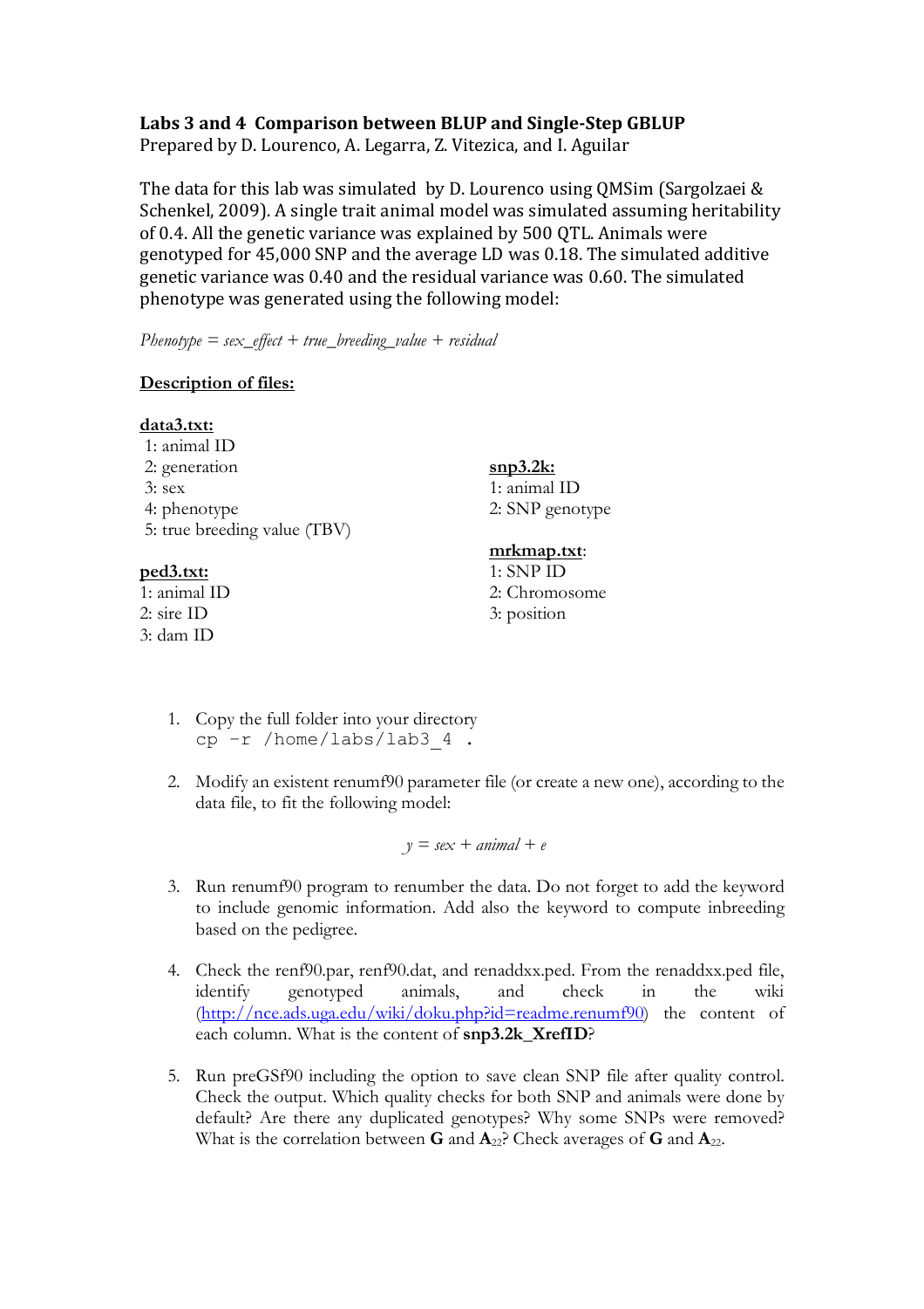## Labs 3 and 4 Comparison between BLUP and Single-Step GBLUP

Prepared by D. Lourenco, A. Legarra, Z. Vitezica, and I. Aguilar

The data for this lab was simulated by D. Lourenco using QMSim (Sargolzaei & Schenkel, 2009). A single trait animal model was simulated assuming heritability of 0.4. All the genetic variance was explained by 500 QTL. Animals were genotyped for 45,000 SNP and the average LD was 0.18. The simulated additive genetic variance was 0.40 and the residual variance was 0.60. The simulated phenotype was generated using the following model:

*Phenotype = sex_effect + true_breeding_value + residual*

**Description of files:**

**data3.txt:**
1: animal ID
2: generation
3: sex
4: phenotype
5: true breeding value (TBV)

**ped3.txt:**
1: animal ID
2: sire ID
3: dam ID

**snp3.2k:**
1: animal ID
2: SNP genotype

**mrkmap.txt:**
1: SNP ID
2: Chromosome
3: position

1. Copy the full folder into your directory
   ```
   cp -r /home/labs/lab3_4 .
   ```

2. Modify an existent renumf90 parameter file (or create a new one), according to the data file, to fit the following model:

   $$y = sex + animal + e$$

3. Run renumf90 program to renumber the data. Do not forget to add the keyword to include genomic information. Add also the keyword to compute inbreeding based on the pedigree.

4. Check the renf90.par, renf90.dat, and renaddxx.ped. From the renaddxx.ped file, identify genotyped animals, and check in the wiki (http://nce.ads.uga.edu/wiki/doku.php?id=readme.renumf90) the content of each column. What is the content of **snp3.2k_XrefID**?

5. Run preGSf90 including the option to save clean SNP file after quality control. Check the output. Which quality checks for both SNP and animals were done by default? Are there any duplicated genotypes? Why some SNPs were removed? What is the correlation between **G** and $\mathbf{A}_{22}$? Check averages of **G** and $\mathbf{A}_{22}$.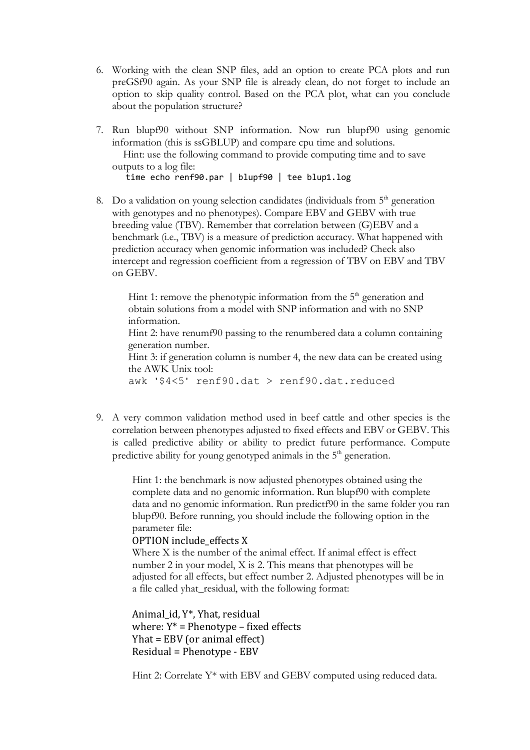6. Working with the clean SNP files, add an option to create PCA plots and run preGSf90 again. As your SNP file is already clean, do not forget to include an option to skip quality control. Based on the PCA plot, what can you conclude about the population structure?

7. Run blupf90 without SNP information. Now run blupf90 using genomic information (this is ssGBLUP) and compare cpu time and solutions.

   Hint: use the following command to provide computing time and to save outputs to a log file:

   ```
   time echo renf90.par | blupf90 | tee blup1.log
   ```

8. Do a validation on young selection candidates (individuals from 5th generation with genotypes and no phenotypes). Compare EBV and GEBV with true breeding value (TBV). Remember that correlation between (G)EBV and a benchmark (i.e., TBV) is a measure of prediction accuracy. What happened with prediction accuracy when genomic information was included? Check also intercept and regression coefficient from a regression of TBV on EBV and TBV on GEBV.

   Hint 1: remove the phenotypic information from the 5th generation and obtain solutions from a model with SNP information and with no SNP information.

   Hint 2: have renumf90 passing to the renumbered data a column containing generation number.

   Hint 3: if generation column is number 4, the new data can be created using the AWK Unix tool:

   ```
   awk '$4<5' renf90.dat > renf90.dat.reduced
   ```

9. A very common validation method used in beef cattle and other species is the correlation between phenotypes adjusted to fixed effects and EBV or GEBV. This is called predictive ability or ability to predict future performance. Compute predictive ability for young genotyped animals in the 5th generation.

   Hint 1: the benchmark is now adjusted phenotypes obtained using the complete data and no genomic information. Run blupf90 with complete data and no genomic information. Run predictf90 in the same folder you ran blupf90. Before running, you should include the following option in the parameter file:

   ```
   OPTION include_effects X
   ```

   Where X is the number of the animal effect. If animal effect is effect number 2 in your model, X is 2. This means that phenotypes will be adjusted for all effects, but effect number 2. Adjusted phenotypes will be in a file called yhat_residual, with the following format:

   Animal_id, Y*, Yhat, residual
   where: Y* = Phenotype – fixed effects
   Yhat = EBV (or animal effect)
   Residual = Phenotype - EBV

   Hint 2: Correlate Y* with EBV and GEBV computed using reduced data.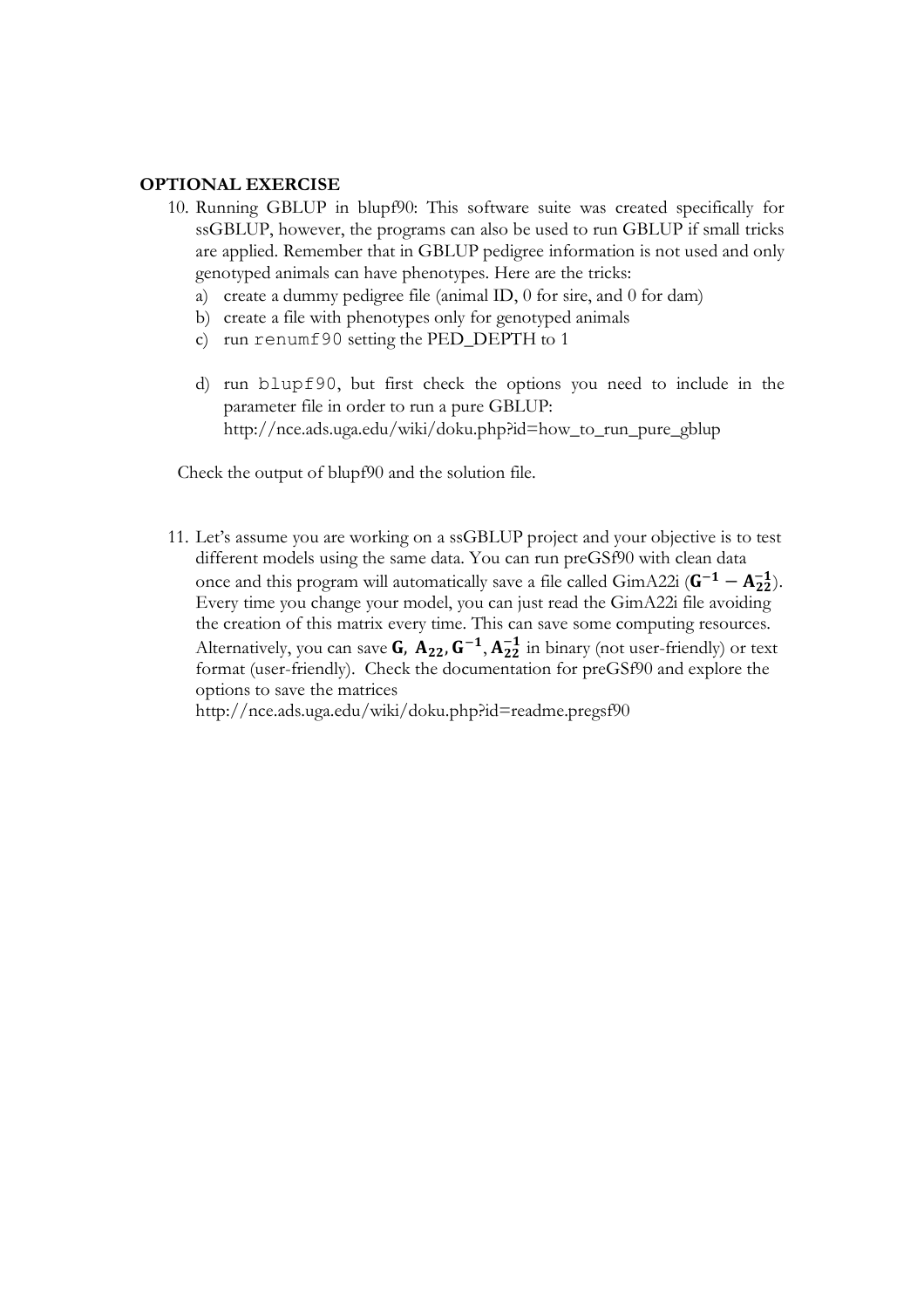**OPTIONAL EXERCISE**

10. Running GBLUP in blupf90: This software suite was created specifically for ssGBLUP, however, the programs can also be used to run GBLUP if small tricks are applied. Remember that in GBLUP pedigree information is not used and only genotyped animals can have phenotypes. Here are the tricks:
    a) create a dummy pedigree file (animal ID, 0 for sire, and 0 for dam)
    b) create a file with phenotypes only for genotyped animals
    c) run `renumf90` setting the PED_DEPTH to 1
    d) run `blupf90`, but first check the options you need to include in the parameter file in order to run a pure GBLUP: http://nce.ads.uga.edu/wiki/doku.php?id=how_to_run_pure_gblup

    Check the output of blupf90 and the solution file.

11. Let's assume you are working on a ssGBLUP project and your objective is to test different models using the same data. You can run preGSf90 with clean data once and this program will automatically save a file called GimA22i ($\mathbf{G^{-1} - A_{22}^{-1}}$). Every time you change your model, you can just read the GimA22i file avoiding the creation of this matrix every time. This can save some computing resources. Alternatively, you can save $\mathbf{G}$, $\mathbf{A_{22}}$, $\mathbf{G^{-1}}$, $\mathbf{A_{22}^{-1}}$ in binary (not user-friendly) or text format (user-friendly). Check the documentation for preGSf90 and explore the options to save the matrices http://nce.ads.uga.edu/wiki/doku.php?id=readme.pregsf90